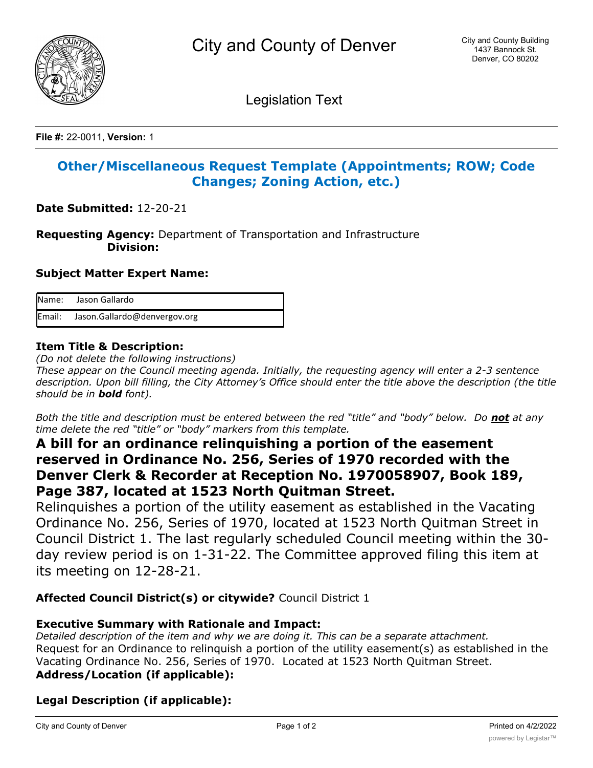City and County of Denver

City and County Building
1437 Bannock St.
Denver, CO 80202

Legislation Text

**File #:** 22-0011, **Version:** 1

## Other/Miscellaneous Request Template (Appointments; ROW; Code Changes; Zoning Action, etc.)

**Date Submitted:** 12-20-21

**Requesting Agency:** Department of Transportation and Infrastructure
**Division:**

**Subject Matter Expert Name:**

| | |
|---|---|
| Name: | Jason Gallardo |
| Email: | Jason.Gallardo@denvergov.org |

**Item Title & Description:**
*(Do not delete the following instructions)*
*These appear on the Council meeting agenda. Initially, the requesting agency will enter a 2-3 sentence description. Upon bill filling, the City Attorney's Office should enter the title above the description (the title should be in **bold** font).*

*Both the title and description must be entered between the red "title" and "body" below. Do **not** at any time delete the red "title" or "body" markers from this template.*

**A bill for an ordinance relinquishing a portion of the easement reserved in Ordinance No. 256, Series of 1970 recorded with the Denver Clerk & Recorder at Reception No. 1970058907, Book 189, Page 387, located at 1523 North Quitman Street.**

Relinquishes a portion of the utility easement as established in the Vacating Ordinance No. 256, Series of 1970, located at 1523 North Quitman Street in Council District 1. The last regularly scheduled Council meeting within the 30-day review period is on 1-31-22. The Committee approved filing this item at its meeting on 12-28-21.

**Affected Council District(s) or citywide?** Council District 1

**Executive Summary with Rationale and Impact:**
*Detailed description of the item and why we are doing it. This can be a separate attachment.*
Request for an Ordinance to relinquish a portion of the utility easement(s) as established in the Vacating Ordinance No. 256, Series of 1970. Located at 1523 North Quitman Street.
**Address/Location (if applicable):**

**Legal Description (if applicable):**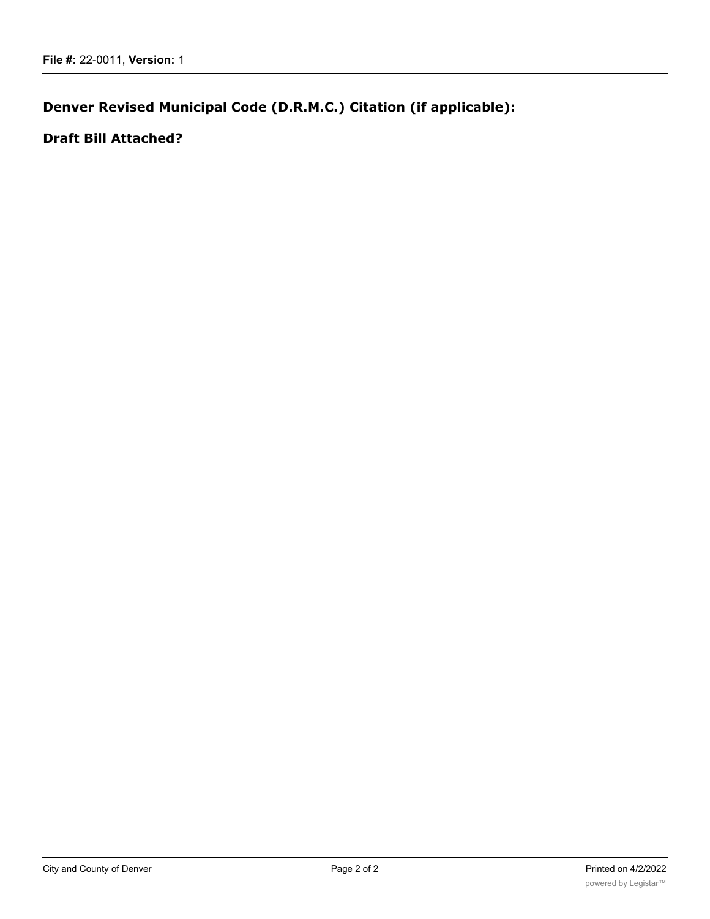**Denver Revised Municipal Code (D.R.M.C.) Citation (if applicable):**

**Draft Bill Attached?**